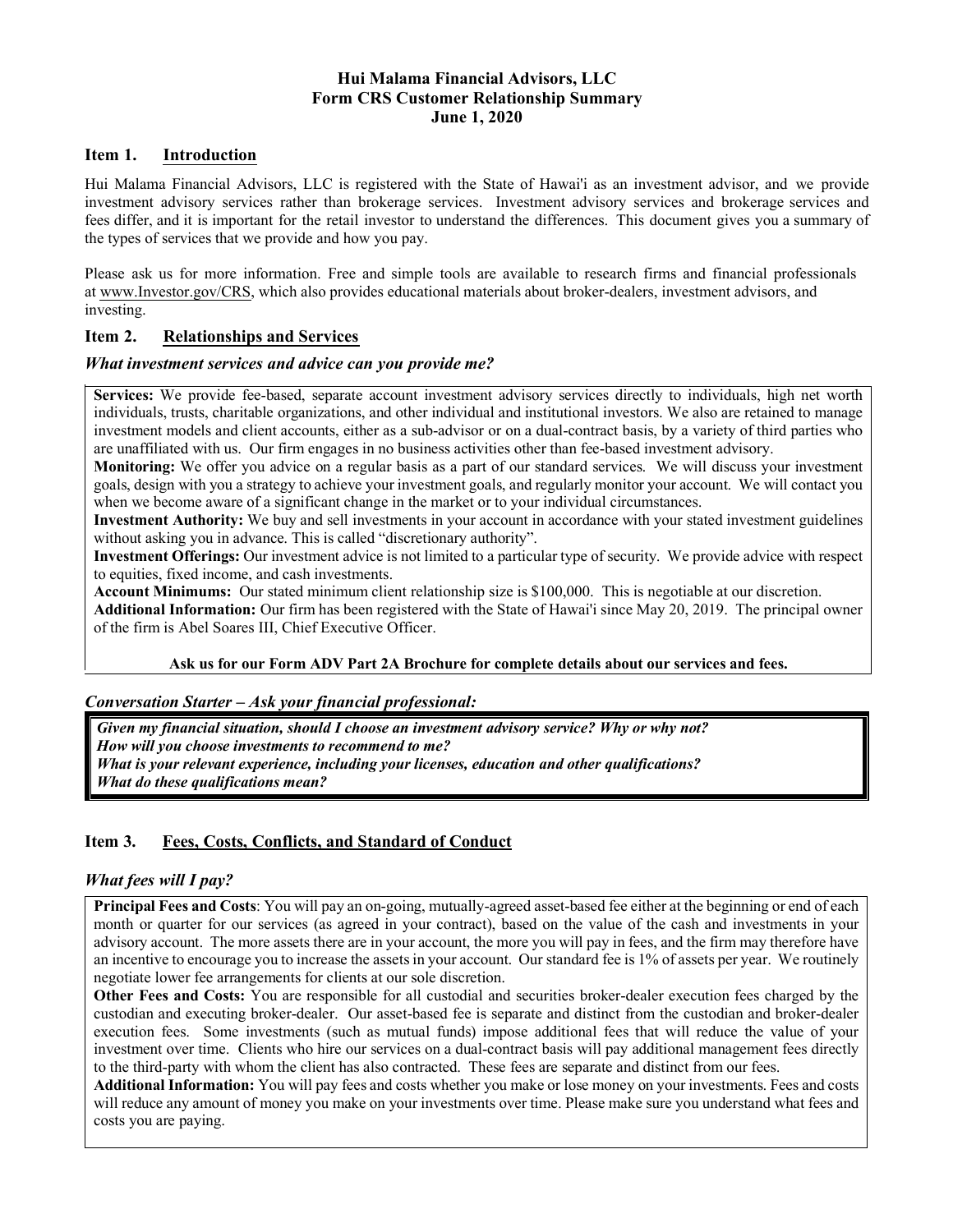# Hui Malama Financial Advisors, LLC
## Form CRS Customer Relationship Summary
### June 1, 2020

## Item 1. Introduction

Hui Malama Financial Advisors, LLC is registered with the State of Hawai'i as an investment advisor, and we provide investment advisory services rather than brokerage services. Investment advisory services and brokerage services and fees differ, and it is important for the retail investor to understand the differences. This document gives you a summary of the types of services that we provide and how you pay.

Please ask us for more information. Free and simple tools are available to research firms and financial professionals at www.Investor.gov/CRS, which also provides educational materials about broker-dealers, investment advisors, and investing.

## Item 2. Relationships and Services

### *What investment services and advice can you provide me?*

**Services:** We provide fee-based, separate account investment advisory services directly to individuals, high net worth individuals, trusts, charitable organizations, and other individual and institutional investors. We also are retained to manage investment models and client accounts, either as a sub-advisor or on a dual-contract basis, by a variety of third parties who are unaffiliated with us. Our firm engages in no business activities other than fee-based investment advisory.

**Monitoring:** We offer you advice on a regular basis as a part of our standard services. We will discuss your investment goals, design with you a strategy to achieve your investment goals, and regularly monitor your account. We will contact you when we become aware of a significant change in the market or to your individual circumstances.

**Investment Authority:** We buy and sell investments in your account in accordance with your stated investment guidelines without asking you in advance. This is called "discretionary authority".

**Investment Offerings:** Our investment advice is not limited to a particular type of security. We provide advice with respect to equities, fixed income, and cash investments.

**Account Minimums:** Our stated minimum client relationship size is $100,000. This is negotiable at our discretion.

**Additional Information:** Our firm has been registered with the State of Hawai'i since May 20, 2019. The principal owner of the firm is Abel Soares III, Chief Executive Officer.

**Ask us for our Form ADV Part 2A Brochure for complete details about our services and fees.**

### *Conversation Starter – Ask your financial professional:*

***Given my financial situation, should I choose an investment advisory service? Why or why not?***
***How will you choose investments to recommend to me?***
***What is your relevant experience, including your licenses, education and other qualifications?***
***What do these qualifications mean?***

## Item 3. Fees, Costs, Conflicts, and Standard of Conduct

### *What fees will I pay?*

**Principal Fees and Costs**: You will pay an on-going, mutually-agreed asset-based fee either at the beginning or end of each month or quarter for our services (as agreed in your contract), based on the value of the cash and investments in your advisory account. The more assets there are in your account, the more you will pay in fees, and the firm may therefore have an incentive to encourage you to increase the assets in your account. Our standard fee is 1% of assets per year. We routinely negotiate lower fee arrangements for clients at our sole discretion.

**Other Fees and Costs:** You are responsible for all custodial and securities broker-dealer execution fees charged by the custodian and executing broker-dealer. Our asset-based fee is separate and distinct from the custodian and broker-dealer execution fees. Some investments (such as mutual funds) impose additional fees that will reduce the value of your investment over time. Clients who hire our services on a dual-contract basis will pay additional management fees directly to the third-party with whom the client has also contracted. These fees are separate and distinct from our fees.

**Additional Information:** You will pay fees and costs whether you make or lose money on your investments. Fees and costs will reduce any amount of money you make on your investments over time. Please make sure you understand what fees and costs you are paying.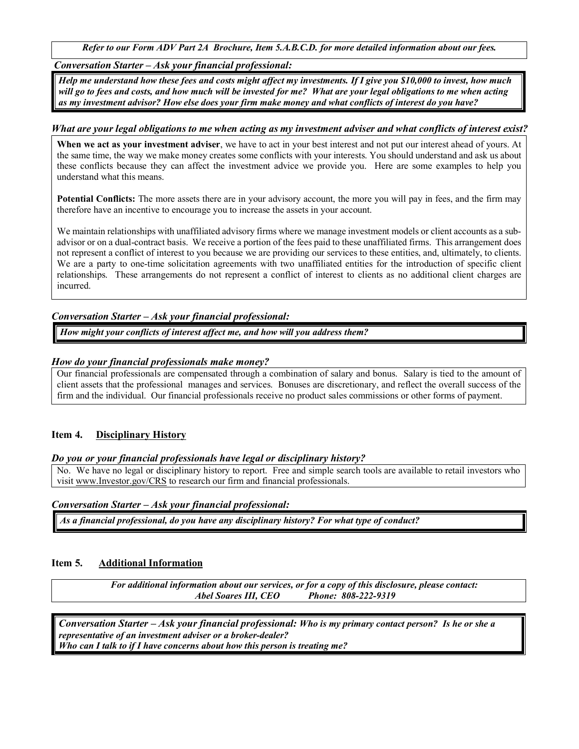***Refer to our Form ADV Part 2A Brochure, Item 5.A.B.C.D. for more detailed information about our fees.***

***Conversation Starter – Ask your financial professional:***

***Help me understand how these fees and costs might affect my investments. If I give you $10,000 to invest, how much will go to fees and costs, and how much will be invested for me? What are your legal obligations to me when acting as my investment advisor? How else does your firm make money and what conflicts of interest do you have?***

***What are your legal obligations to me when acting as my investment adviser and what conflicts of interest exist?***

**When we act as your investment adviser**, we have to act in your best interest and not put our interest ahead of yours. At the same time, the way we make money creates some conflicts with your interests. You should understand and ask us about these conflicts because they can affect the investment advice we provide you. Here are some examples to help you understand what this means.

**Potential Conflicts:** The more assets there are in your advisory account, the more you will pay in fees, and the firm may therefore have an incentive to encourage you to increase the assets in your account.

We maintain relationships with unaffiliated advisory firms where we manage investment models or client accounts as a sub-advisor or on a dual-contract basis. We receive a portion of the fees paid to these unaffiliated firms. This arrangement does not represent a conflict of interest to you because we are providing our services to these entities, and, ultimately, to clients. We are a party to one-time solicitation agreements with two unaffiliated entities for the introduction of specific client relationships. These arrangements do not represent a conflict of interest to clients as no additional client charges are incurred.

***Conversation Starter – Ask your financial professional:***

***How might your conflicts of interest affect me, and how will you address them?***

***How do your financial professionals make money?***

Our financial professionals are compensated through a combination of salary and bonus. Salary is tied to the amount of client assets that the professional manages and services. Bonuses are discretionary, and reflect the overall success of the firm and the individual. Our financial professionals receive no product sales commissions or other forms of payment.

## Item 4. Disciplinary History

***Do you or your financial professionals have legal or disciplinary history?***

No. We have no legal or disciplinary history to report. Free and simple search tools are available to retail investors who visit www.Investor.gov/CRS to research our firm and financial professionals.

***Conversation Starter – Ask your financial professional:***

***As a financial professional, do you have any disciplinary history? For what type of conduct?***

## Item 5. Additional Information

***For additional information about our services, or for a copy of this disclosure, please contact:***
***Abel Soares III, CEO Phone: 808-222-9319***

***Conversation Starter – Ask your financial professional: Who is my primary contact person? Is he or she a representative of an investment adviser or a broker-dealer?***
***Who can I talk to if I have concerns about how this person is treating me?***